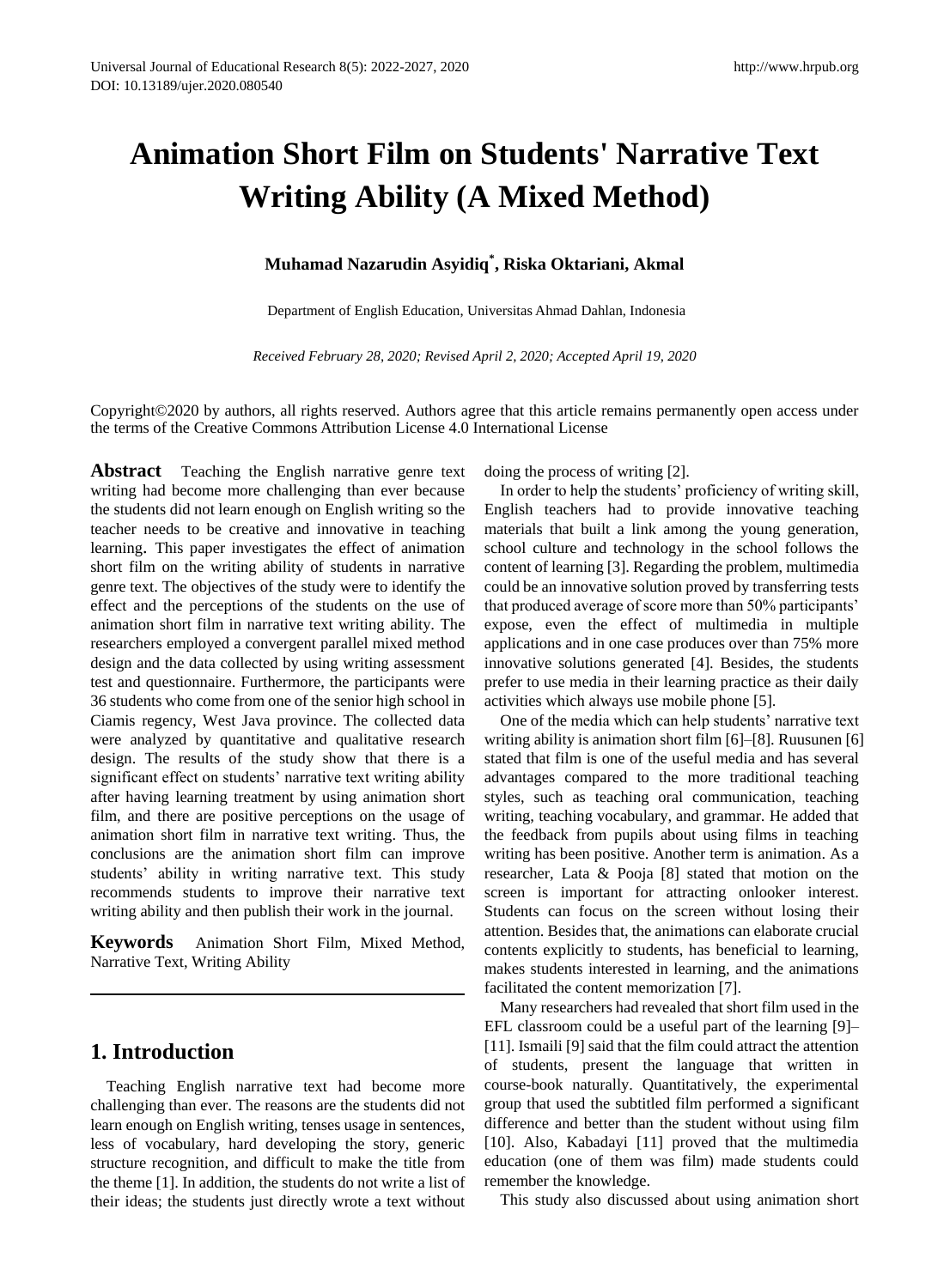# Animation Short Film on Students' Narrative Text Writing Ability (A Mixed Method)

**Muhamad Nazarudin Asyidiq*, Riska Oktariani, Akmal**

Department of English Education, Universitas Ahmad Dahlan, Indonesia

*Received February 28, 2020; Revised April 2, 2020; Accepted April 19, 2020*

Copyright©2020 by authors, all rights reserved. Authors agree that this article remains permanently open access under the terms of the Creative Commons Attribution License 4.0 International License

**Abstract** Teaching the English narrative genre text writing had become more challenging than ever because the students did not learn enough on English writing so the teacher needs to be creative and innovative in teaching learning. This paper investigates the effect of animation short film on the writing ability of students in narrative genre text. The objectives of the study were to identify the effect and the perceptions of the students on the use of animation short film in narrative text writing ability. The researchers employed a convergent parallel mixed method design and the data collected by using writing assessment test and questionnaire. Furthermore, the participants were 36 students who come from one of the senior high school in Ciamis regency, West Java province. The collected data were analyzed by quantitative and qualitative research design. The results of the study show that there is a significant effect on students' narrative text writing ability after having learning treatment by using animation short film, and there are positive perceptions on the usage of animation short film in narrative text writing. Thus, the conclusions are the animation short film can improve students' ability in writing narrative text. This study recommends students to improve their narrative text writing ability and then publish their work in the journal.

**Keywords** Animation Short Film, Mixed Method, Narrative Text, Writing Ability

## 1. Introduction

Teaching English narrative text had become more challenging than ever. The reasons are the students did not learn enough on English writing, tenses usage in sentences, less of vocabulary, hard developing the story, generic structure recognition, and difficult to make the title from the theme [1]. In addition, the students do not write a list of their ideas; the students just directly wrote a text without doing the process of writing [2].

In order to help the students' proficiency of writing skill, English teachers had to provide innovative teaching materials that built a link among the young generation, school culture and technology in the school follows the content of learning [3]. Regarding the problem, multimedia could be an innovative solution proved by transferring tests that produced average of score more than 50% participants' expose, even the effect of multimedia in multiple applications and in one case produces over than 75% more innovative solutions generated [4]. Besides, the students prefer to use media in their learning practice as their daily activities which always use mobile phone [5].

One of the media which can help students' narrative text writing ability is animation short film [6]–[8]. Ruusunen [6] stated that film is one of the useful media and has several advantages compared to the more traditional teaching styles, such as teaching oral communication, teaching writing, teaching vocabulary, and grammar. He added that the feedback from pupils about using films in teaching writing has been positive. Another term is animation. As a researcher, Lata & Pooja [8] stated that motion on the screen is important for attracting onlooker interest. Students can focus on the screen without losing their attention. Besides that, the animations can elaborate crucial contents explicitly to students, has beneficial to learning, makes students interested in learning, and the animations facilitated the content memorization [7].

Many researchers had revealed that short film used in the EFL classroom could be a useful part of the learning [9]–[11]. Ismaili [9] said that the film could attract the attention of students, present the language that written in course-book naturally. Quantitatively, the experimental group that used the subtitled film performed a significant difference and better than the student without using film [10]. Also, Kabadayi [11] proved that the multimedia education (one of them was film) made students could remember the knowledge.

This study also discussed about using animation short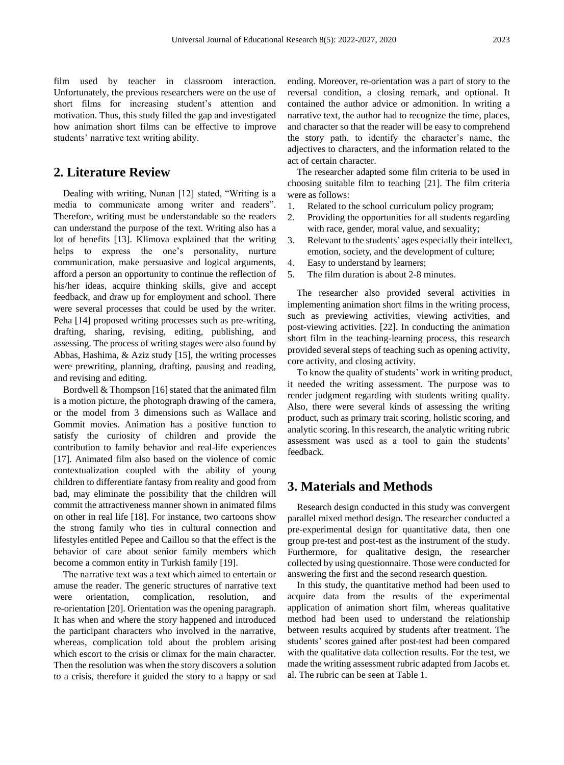film used by teacher in classroom interaction. Unfortunately, the previous researchers were on the use of short films for increasing student's attention and motivation. Thus, this study filled the gap and investigated how animation short films can be effective to improve students' narrative text writing ability.

## 2. Literature Review

Dealing with writing, Nunan [12] stated, "Writing is a media to communicate among writer and readers". Therefore, writing must be understandable so the readers can understand the purpose of the text. Writing also has a lot of benefits [13]. Klimova explained that the writing helps to express the one's personality, nurture communication, make persuasive and logical arguments, afford a person an opportunity to continue the reflection of his/her ideas, acquire thinking skills, give and accept feedback, and draw up for employment and school. There were several processes that could be used by the writer. Peha [14] proposed writing processes such as pre-writing, drafting, sharing, revising, editing, publishing, and assessing. The process of writing stages were also found by Abbas, Hashima, & Aziz study [15], the writing processes were prewriting, planning, drafting, pausing and reading, and revising and editing.

Bordwell & Thompson [16] stated that the animated film is a motion picture, the photograph drawing of the camera, or the model from 3 dimensions such as Wallace and Gommit movies. Animation has a positive function to satisfy the curiosity of children and provide the contribution to family behavior and real-life experiences [17]. Animated film also based on the violence of comic contextualization coupled with the ability of young children to differentiate fantasy from reality and good from bad, may eliminate the possibility that the children will commit the attractiveness manner shown in animated films on other in real life [18]. For instance, two cartoons show the strong family who ties in cultural connection and lifestyles entitled Pepee and Caillou so that the effect is the behavior of care about senior family members which become a common entity in Turkish family [19].

The narrative text was a text which aimed to entertain or amuse the reader. The generic structures of narrative text were orientation, complication, resolution, and re-orientation [20]. Orientation was the opening paragraph. It has when and where the story happened and introduced the participant characters who involved in the narrative, whereas, complication told about the problem arising which escort to the crisis or climax for the main character. Then the resolution was when the story discovers a solution to a crisis, therefore it guided the story to a happy or sad ending. Moreover, re-orientation was a part of story to the reversal condition, a closing remark, and optional. It contained the author advice or admonition. In writing a narrative text, the author had to recognize the time, places, and character so that the reader will be easy to comprehend the story path, to identify the character's name, the adjectives to characters, and the information related to the act of certain character.

The researcher adapted some film criteria to be used in choosing suitable film to teaching [21]. The film criteria were as follows:

1. Related to the school curriculum policy program;
2. Providing the opportunities for all students regarding with race, gender, moral value, and sexuality;
3. Relevant to the students' ages especially their intellect, emotion, society, and the development of culture;
4. Easy to understand by learners;
5. The film duration is about 2-8 minutes.

The researcher also provided several activities in implementing animation short films in the writing process, such as previewing activities, viewing activities, and post-viewing activities. [22]. In conducting the animation short film in the teaching-learning process, this research provided several steps of teaching such as opening activity, core activity, and closing activity.

To know the quality of students' work in writing product, it needed the writing assessment. The purpose was to render judgment regarding with students writing quality. Also, there were several kinds of assessing the writing product, such as primary trait scoring, holistic scoring, and analytic scoring. In this research, the analytic writing rubric assessment was used as a tool to gain the students' feedback.

## 3. Materials and Methods

Research design conducted in this study was convergent parallel mixed method design. The researcher conducted a pre-experimental design for quantitative data, then one group pre-test and post-test as the instrument of the study. Furthermore, for qualitative design, the researcher collected by using questionnaire. Those were conducted for answering the first and the second research question.

In this study, the quantitative method had been used to acquire data from the results of the experimental application of animation short film, whereas qualitative method had been used to understand the relationship between results acquired by students after treatment. The students' scores gained after post-test had been compared with the qualitative data collection results. For the test, we made the writing assessment rubric adapted from Jacobs et. al. The rubric can be seen at Table 1.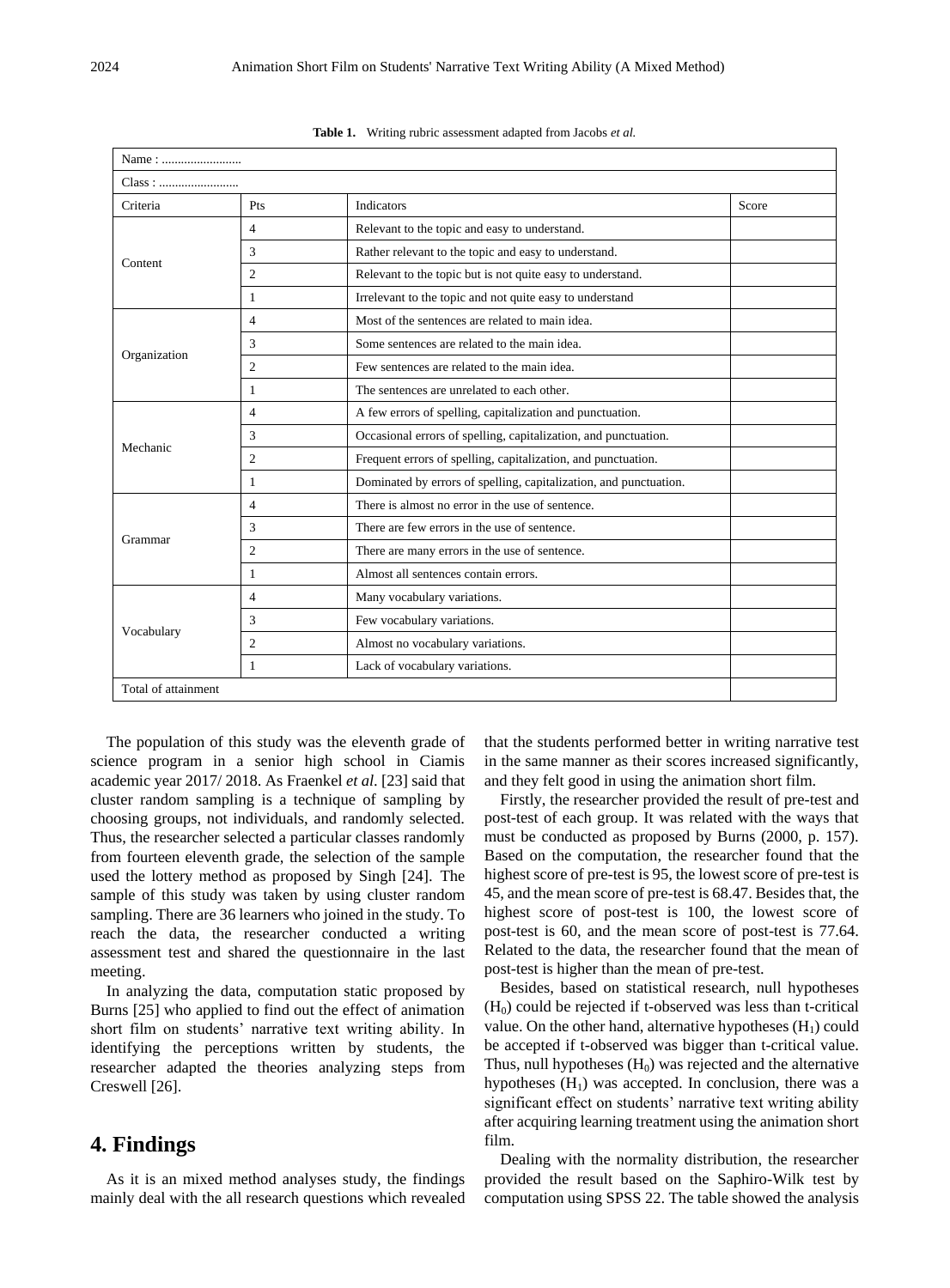**Table 1.** Writing rubric assessment adapted from Jacobs *et al.*

| Name : ......................... | | | |
|---|---|---|---|
| Class : ......................... | | | |
| Criteria | Pts | Indicators | Score |
| Content | 4 | Relevant to the topic and easy to understand. | |
| | 3 | Rather relevant to the topic and easy to understand. | |
| | 2 | Relevant to the topic but is not quite easy to understand. | |
| | 1 | Irrelevant to the topic and not quite easy to understand | |
| Organization | 4 | Most of the sentences are related to main idea. | |
| | 3 | Some sentences are related to the main idea. | |
| | 2 | Few sentences are related to the main idea. | |
| | 1 | The sentences are unrelated to each other. | |
| Mechanic | 4 | A few errors of spelling, capitalization and punctuation. | |
| | 3 | Occasional errors of spelling, capitalization, and punctuation. | |
| | 2 | Frequent errors of spelling, capitalization, and punctuation. | |
| | 1 | Dominated by errors of spelling, capitalization, and punctuation. | |
| Grammar | 4 | There is almost no error in the use of sentence. | |
| | 3 | There are few errors in the use of sentence. | |
| | 2 | There are many errors in the use of sentence. | |
| | 1 | Almost all sentences contain errors. | |
| Vocabulary | 4 | Many vocabulary variations. | |
| | 3 | Few vocabulary variations. | |
| | 2 | Almost no vocabulary variations. | |
| | 1 | Lack of vocabulary variations. | |
| Total of attainment | | | |

The population of this study was the eleventh grade of science program in a senior high school in Ciamis academic year 2017/ 2018. As Fraenkel *et al.* [23] said that cluster random sampling is a technique of sampling by choosing groups, not individuals, and randomly selected. Thus, the researcher selected a particular classes randomly from fourteen eleventh grade, the selection of the sample used the lottery method as proposed by Singh [24]. The sample of this study was taken by using cluster random sampling. There are 36 learners who joined in the study. To reach the data, the researcher conducted a writing assessment test and shared the questionnaire in the last meeting.

In analyzing the data, computation static proposed by Burns [25] who applied to find out the effect of animation short film on students' narrative text writing ability. In identifying the perceptions written by students, the researcher adapted the theories analyzing steps from Creswell [26].

# 4. Findings

As it is an mixed method analyses study, the findings mainly deal with the all research questions which revealed that the students performed better in writing narrative test in the same manner as their scores increased significantly, and they felt good in using the animation short film.

Firstly, the researcher provided the result of pre-test and post-test of each group. It was related with the ways that must be conducted as proposed by Burns (2000, p. 157). Based on the computation, the researcher found that the highest score of pre-test is 95, the lowest score of pre-test is 45, and the mean score of pre-test is 68.47. Besides that, the highest score of post-test is 100, the lowest score of post-test is 60, and the mean score of post-test is 77.64. Related to the data, the researcher found that the mean of post-test is higher than the mean of pre-test.

Besides, based on statistical research, null hypotheses ($H_0$) could be rejected if t-observed was less than t-critical value. On the other hand, alternative hypotheses ($H_1$) could be accepted if t-observed was bigger than t-critical value. Thus, null hypotheses ($H_0$) was rejected and the alternative hypotheses ($H_1$) was accepted. In conclusion, there was a significant effect on students' narrative text writing ability after acquiring learning treatment using the animation short film.

Dealing with the normality distribution, the researcher provided the result based on the Saphiro-Wilk test by computation using SPSS 22. The table showed the analysis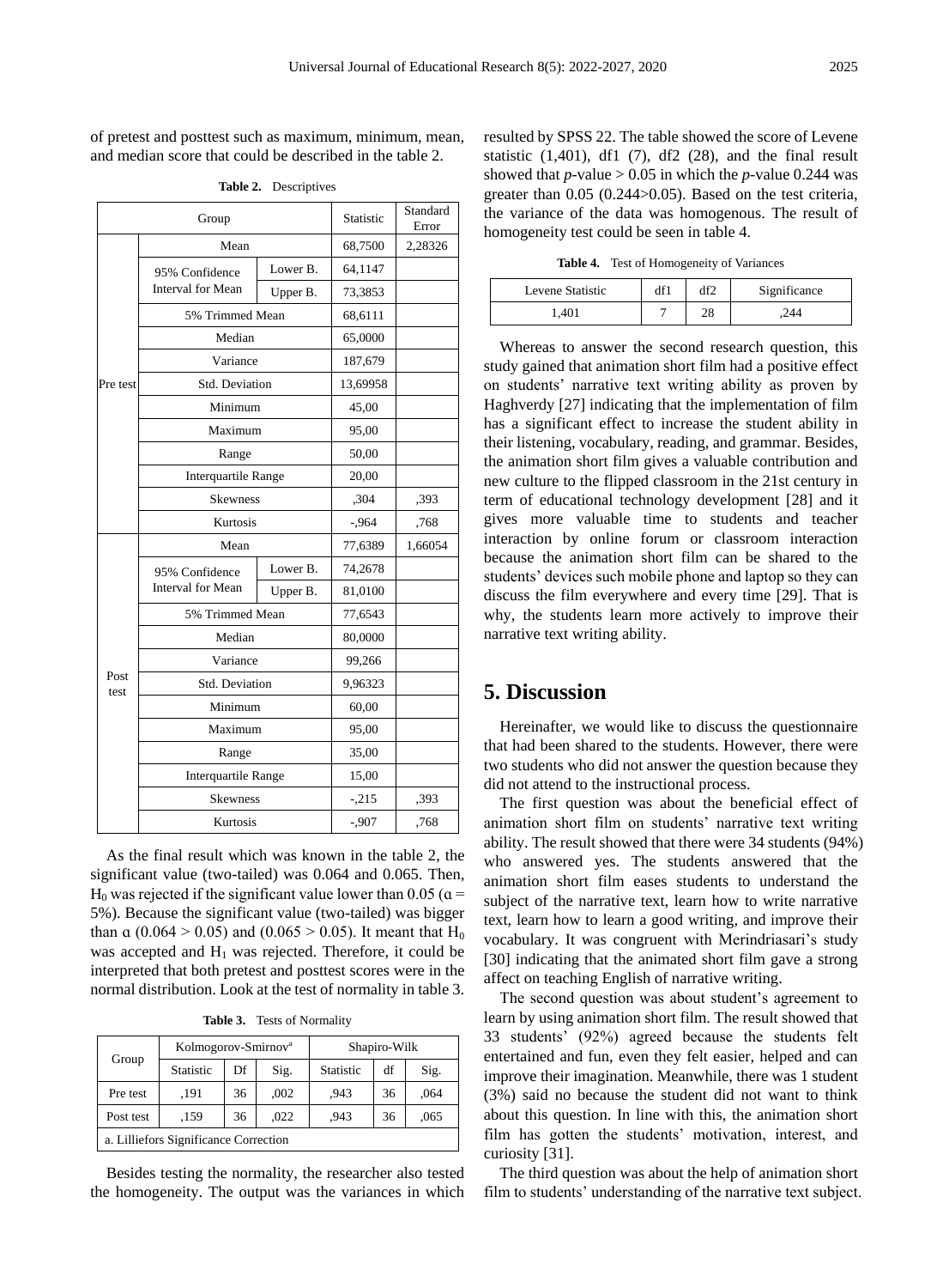of pretest and posttest such as maximum, minimum, mean, and median score that could be described in the table 2.

**Table 2.** Descriptives

| Group | | | Statistic | Standard Error |
|---|---|---|---|---|
| Pre test | Mean | | 68,7500 | 2,28326 |
| | 95% Confidence Interval for Mean | Lower B. | 64,1147 | |
| | | Upper B. | 73,3853 | |
| | 5% Trimmed Mean | | 68,6111 | |
| | Median | | 65,0000 | |
| | Variance | | 187,679 | |
| | Std. Deviation | | 13,69958 | |
| | Minimum | | 45,00 | |
| | Maximum | | 95,00 | |
| | Range | | 50,00 | |
| | Interquartile Range | | 20,00 | |
| | Skewness | | ,304 | ,393 |
| | Kurtosis | | -,964 | ,768 |
| Post test | Mean | | 77,6389 | 1,66054 |
| | 95% Confidence Interval for Mean | Lower B. | 74,2678 | |
| | | Upper B. | 81,0100 | |
| | 5% Trimmed Mean | | 77,6543 | |
| | Median | | 80,0000 | |
| | Variance | | 99,266 | |
| | Std. Deviation | | 9,96323 | |
| | Minimum | | 60,00 | |
| | Maximum | | 95,00 | |
| | Range | | 35,00 | |
| | Interquartile Range | | 15,00 | |
| | Skewness | | -,215 | ,393 |
| | Kurtosis | | -,907 | ,768 |

As the final result which was known in the table 2, the significant value (two-tailed) was 0.064 and 0.065. Then, $H_0$ was rejected if the significant value lower than 0.05 ($\alpha$ = 5%). Because the significant value (two-tailed) was bigger than $\alpha$ ($0.064 > 0.05$) and ($0.065 > 0.05$). It meant that $H_0$ was accepted and $H_1$ was rejected. Therefore, it could be interpreted that both pretest and posttest scores were in the normal distribution. Look at the test of normality in table 3.

**Table 3.** Tests of Normality

| Group | Kolmogorov-Smirnov[a] | | | Shapiro-Wilk | | |
|---|---|---|---|---|---|---|
| | Statistic | Df | Sig. | Statistic | df | Sig. |
| Pre test | ,191 | 36 | ,002 | ,943 | 36 | ,064 |
| Post test | ,159 | 36 | ,022 | ,943 | 36 | ,065 |
| a. Lilliefors Significance Correction | | | | | | |

Besides testing the normality, the researcher also tested the homogeneity. The output was the variances in which resulted by SPSS 22. The table showed the score of Levene statistic (1,401), df1 (7), df2 (28), and the final result showed that $p$-value $> 0.05$ in which the $p$-value 0.244 was greater than 0.05 ($0.244>0.05$). Based on the test criteria, the variance of the data was homogenous. The result of homogeneity test could be seen in table 4.

**Table 4.** Test of Homogeneity of Variances

| Levene Statistic | df1 | df2 | Significance |
|---|---|---|---|
| 1,401 | 7 | 28 | ,244 |

Whereas to answer the second research question, this study gained that animation short film had a positive effect on students' narrative text writing ability as proven by Haghverdy [27] indicating that the implementation of film has a significant effect to increase the student ability in their listening, vocabulary, reading, and grammar. Besides, the animation short film gives a valuable contribution and new culture to the flipped classroom in the 21st century in term of educational technology development [28] and it gives more valuable time to students and teacher interaction by online forum or classroom interaction because the animation short film can be shared to the students' devices such mobile phone and laptop so they can discuss the film everywhere and every time [29]. That is why, the students learn more actively to improve their narrative text writing ability.

# 5. Discussion

Hereinafter, we would like to discuss the questionnaire that had been shared to the students. However, there were two students who did not answer the question because they did not attend to the instructional process.

The first question was about the beneficial effect of animation short film on students' narrative text writing ability. The result showed that there were 34 students (94%) who answered yes. The students answered that the animation short film eases students to understand the subject of the narrative text, learn how to write narrative text, learn how to learn a good writing, and improve their vocabulary. It was congruent with Merindriasari's study [30] indicating that the animated short film gave a strong affect on teaching English of narrative writing.

The second question was about student's agreement to learn by using animation short film. The result showed that 33 students' (92%) agreed because the students felt entertained and fun, even they felt easier, helped and can improve their imagination. Meanwhile, there was 1 student (3%) said no because the student did not want to think about this question. In line with this, the animation short film has gotten the students' motivation, interest, and curiosity [31].

The third question was about the help of animation short film to students' understanding of the narrative text subject.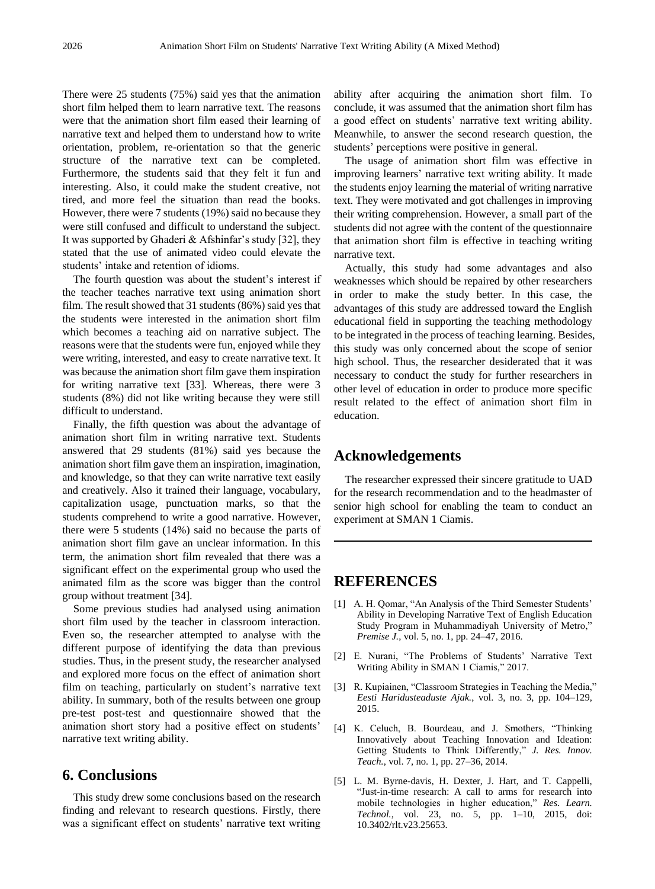There were 25 students (75%) said yes that the animation short film helped them to learn narrative text. The reasons were that the animation short film eased their learning of narrative text and helped them to understand how to write orientation, problem, re-orientation so that the generic structure of the narrative text can be completed. Furthermore, the students said that they felt it fun and interesting. Also, it could make the student creative, not tired, and more feel the situation than read the books. However, there were 7 students (19%) said no because they were still confused and difficult to understand the subject. It was supported by Ghaderi & Afshinfar's study [32], they stated that the use of animated video could elevate the students' intake and retention of idioms.

The fourth question was about the student's interest if the teacher teaches narrative text using animation short film. The result showed that 31 students (86%) said yes that the students were interested in the animation short film which becomes a teaching aid on narrative subject. The reasons were that the students were fun, enjoyed while they were writing, interested, and easy to create narrative text. It was because the animation short film gave them inspiration for writing narrative text [33]. Whereas, there were 3 students (8%) did not like writing because they were still difficult to understand.

Finally, the fifth question was about the advantage of animation short film in writing narrative text. Students answered that 29 students (81%) said yes because the animation short film gave them an inspiration, imagination, and knowledge, so that they can write narrative text easily and creatively. Also it trained their language, vocabulary, capitalization usage, punctuation marks, so that the students comprehend to write a good narrative. However, there were 5 students (14%) said no because the parts of animation short film gave an unclear information. In this term, the animation short film revealed that there was a significant effect on the experimental group who used the animated film as the score was bigger than the control group without treatment [34].

Some previous studies had analysed using animation short film used by the teacher in classroom interaction. Even so, the researcher attempted to analyse with the different purpose of identifying the data than previous studies. Thus, in the present study, the researcher analysed and explored more focus on the effect of animation short film on teaching, particularly on student's narrative text ability. In summary, both of the results between one group pre-test post-test and questionnaire showed that the animation short story had a positive effect on students' narrative text writing ability.

## 6. Conclusions

This study drew some conclusions based on the research finding and relevant to research questions. Firstly, there was a significant effect on students' narrative text writing ability after acquiring the animation short film. To conclude, it was assumed that the animation short film has a good effect on students' narrative text writing ability. Meanwhile, to answer the second research question, the students' perceptions were positive in general.

The usage of animation short film was effective in improving learners' narrative text writing ability. It made the students enjoy learning the material of writing narrative text. They were motivated and got challenges in improving their writing comprehension. However, a small part of the students did not agree with the content of the questionnaire that animation short film is effective in teaching writing narrative text.

Actually, this study had some advantages and also weaknesses which should be repaired by other researchers in order to make the study better. In this case, the advantages of this study are addressed toward the English educational field in supporting the teaching methodology to be integrated in the process of teaching learning. Besides, this study was only concerned about the scope of senior high school. Thus, the researcher desiderated that it was necessary to conduct the study for further researchers in other level of education in order to produce more specific result related to the effect of animation short film in education.

## Acknowledgements

The researcher expressed their sincere gratitude to UAD for the research recommendation and to the headmaster of senior high school for enabling the team to conduct an experiment at SMAN 1 Ciamis.

## REFERENCES

[1] A. H. Qomar, "An Analysis of the Third Semester Students' Ability in Developing Narrative Text of English Education Study Program in Muhammadiyah University of Metro," *Premise J.*, vol. 5, no. 1, pp. 24–47, 2016.

[2] E. Nurani, "The Problems of Students' Narrative Text Writing Ability in SMAN 1 Ciamis," 2017.

[3] R. Kupiainen, "Classroom Strategies in Teaching the Media," *Eesti Haridusteaduste Ajak.*, vol. 3, no. 3, pp. 104–129, 2015.

[4] K. Celuch, B. Bourdeau, and J. Smothers, "Thinking Innovatively about Teaching Innovation and Ideation: Getting Students to Think Differently," *J. Res. Innov. Teach.*, vol. 7, no. 1, pp. 27–36, 2014.

[5] L. M. Byrne-davis, H. Dexter, J. Hart, and T. Cappelli, "Just-in-time research: A call to arms for research into mobile technologies in higher education," *Res. Learn. Technol.*, vol. 23, no. 5, pp. 1–10, 2015, doi: 10.3402/rlt.v23.25653.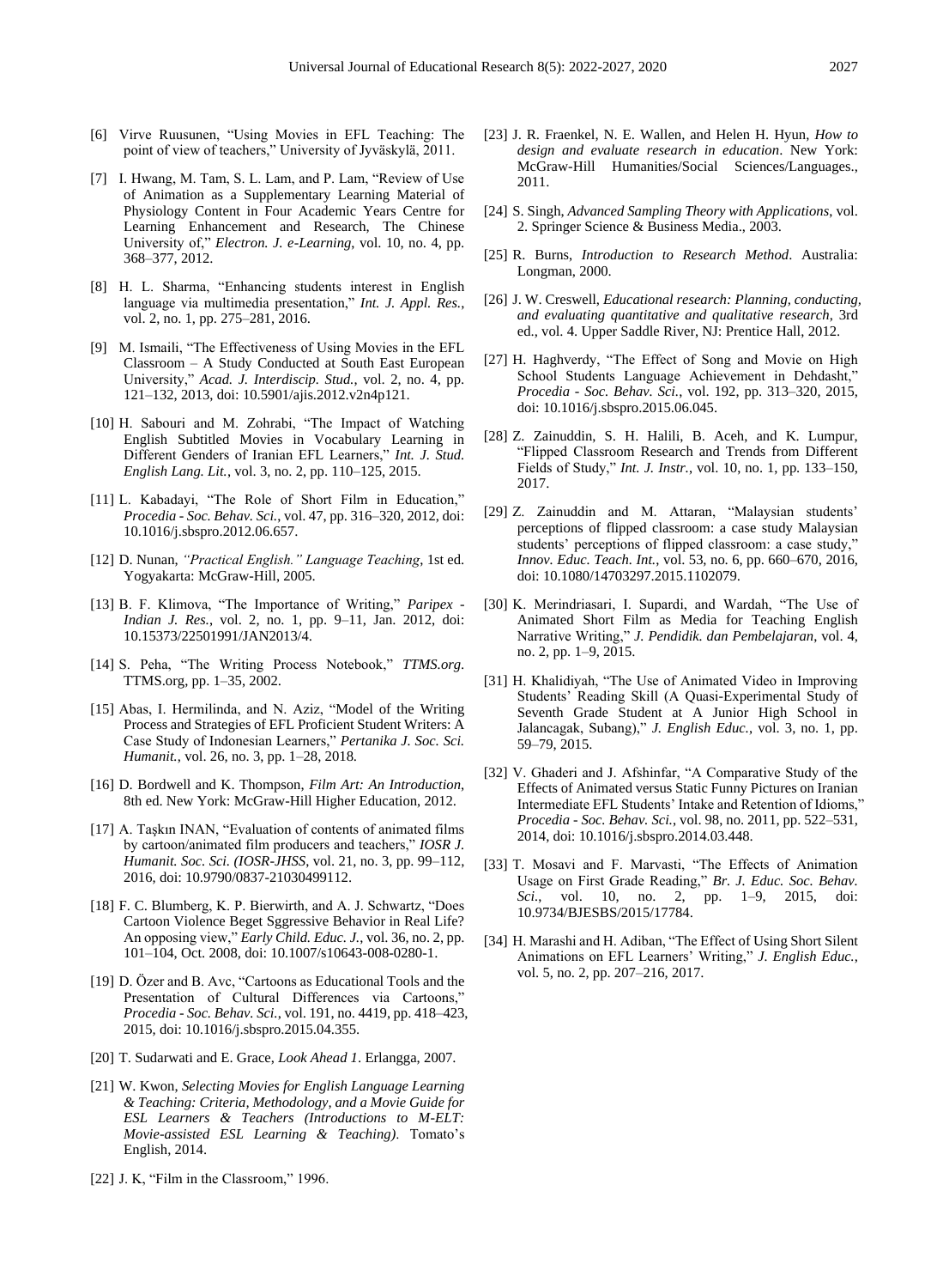[6] Virve Ruusunen, "Using Movies in EFL Teaching: The point of view of teachers," University of Jyväskylä, 2011.

[7] I. Hwang, M. Tam, S. L. Lam, and P. Lam, "Review of Use of Animation as a Supplementary Learning Material of Physiology Content in Four Academic Years Centre for Learning Enhancement and Research, The Chinese University of," *Electron. J. e-Learning*, vol. 10, no. 4, pp. 368–377, 2012.

[8] H. L. Sharma, "Enhancing students interest in English language via multimedia presentation," *Int. J. Appl. Res.*, vol. 2, no. 1, pp. 275–281, 2016.

[9] M. Ismaili, "The Effectiveness of Using Movies in the EFL Classroom – A Study Conducted at South East European University," *Acad. J. Interdiscip. Stud.*, vol. 2, no. 4, pp. 121–132, 2013, doi: 10.5901/ajis.2012.v2n4p121.

[10] H. Sabouri and M. Zohrabi, "The Impact of Watching English Subtitled Movies in Vocabulary Learning in Different Genders of Iranian EFL Learners," *Int. J. Stud. English Lang. Lit.*, vol. 3, no. 2, pp. 110–125, 2015.

[11] L. Kabadayi, "The Role of Short Film in Education," *Procedia - Soc. Behav. Sci.*, vol. 47, pp. 316–320, 2012, doi: 10.1016/j.sbspro.2012.06.657.

[12] D. Nunan, *"Practical English." Language Teaching*, 1st ed. Yogyakarta: McGraw-Hill, 2005.

[13] B. F. Klimova, "The Importance of Writing," *Paripex - Indian J. Res.*, vol. 2, no. 1, pp. 9–11, Jan. 2012, doi: 10.15373/22501991/JAN2013/4.

[14] S. Peha, "The Writing Process Notebook," *TTMS.org*. TTMS.org, pp. 1–35, 2002.

[15] Abas, I. Hermilinda, and N. Aziz, "Model of the Writing Process and Strategies of EFL Proficient Student Writers: A Case Study of Indonesian Learners," *Pertanika J. Soc. Sci. Humanit.*, vol. 26, no. 3, pp. 1–28, 2018.

[16] D. Bordwell and K. Thompson, *Film Art: An Introduction*, 8th ed. New York: McGraw-Hill Higher Education, 2012.

[17] A. Taşkın INAN, "Evaluation of contents of animated films by cartoon/animated film producers and teachers," *IOSR J. Humanit. Soc. Sci. (IOSR-JHSS*, vol. 21, no. 3, pp. 99–112, 2016, doi: 10.9790/0837-21030499112.

[18] F. C. Blumberg, K. P. Bierwirth, and A. J. Schwartz, "Does Cartoon Violence Beget Sggressive Behavior in Real Life? An opposing view," *Early Child. Educ. J.*, vol. 36, no. 2, pp. 101–104, Oct. 2008, doi: 10.1007/s10643-008-0280-1.

[19] D. Özer and B. Avc, "Cartoons as Educational Tools and the Presentation of Cultural Differences via Cartoons," *Procedia - Soc. Behav. Sci.*, vol. 191, no. 4419, pp. 418–423, 2015, doi: 10.1016/j.sbspro.2015.04.355.

[20] T. Sudarwati and E. Grace, *Look Ahead 1*. Erlangga, 2007.

[21] W. Kwon, *Selecting Movies for English Language Learning & Teaching: Criteria, Methodology, and a Movie Guide for ESL Learners & Teachers (Introductions to M-ELT: Movie-assisted ESL Learning & Teaching)*. Tomato's English, 2014.

[22] J. K, "Film in the Classroom," 1996.

[23] J. R. Fraenkel, N. E. Wallen, and Helen H. Hyun, *How to design and evaluate research in education*. New York: McGraw-Hill Humanities/Social Sciences/Languages., 2011.

[24] S. Singh, *Advanced Sampling Theory with Applications*, vol. 2. Springer Science & Business Media., 2003.

[25] R. Burns, *Introduction to Research Method*. Australia: Longman, 2000.

[26] J. W. Creswell, *Educational research: Planning, conducting, and evaluating quantitative and qualitative research*, 3rd ed., vol. 4. Upper Saddle River, NJ: Prentice Hall, 2012.

[27] H. Haghverdy, "The Effect of Song and Movie on High School Students Language Achievement in Dehdasht," *Procedia - Soc. Behav. Sci.*, vol. 192, pp. 313–320, 2015, doi: 10.1016/j.sbspro.2015.06.045.

[28] Z. Zainuddin, S. H. Halili, B. Aceh, and K. Lumpur, "Flipped Classroom Research and Trends from Different Fields of Study," *Int. J. Instr.*, vol. 10, no. 1, pp. 133–150, 2017.

[29] Z. Zainuddin and M. Attaran, "Malaysian students' perceptions of flipped classroom: a case study Malaysian students' perceptions of flipped classroom: a case study," *Innov. Educ. Teach. Int.*, vol. 53, no. 6, pp. 660–670, 2016, doi: 10.1080/14703297.2015.1102079.

[30] K. Merindriasari, I. Supardi, and Wardah, "The Use of Animated Short Film as Media for Teaching English Narrative Writing," *J. Pendidik. dan Pembelajaran*, vol. 4, no. 2, pp. 1–9, 2015.

[31] H. Khalidiyah, "The Use of Animated Video in Improving Students' Reading Skill (A Quasi-Experimental Study of Seventh Grade Student at A Junior High School in Jalancagak, Subang)," *J. English Educ.*, vol. 3, no. 1, pp. 59–79, 2015.

[32] V. Ghaderi and J. Afshinfar, "A Comparative Study of the Effects of Animated versus Static Funny Pictures on Iranian Intermediate EFL Students' Intake and Retention of Idioms," *Procedia - Soc. Behav. Sci.*, vol. 98, no. 2011, pp. 522–531, 2014, doi: 10.1016/j.sbspro.2014.03.448.

[33] T. Mosavi and F. Marvasti, "The Effects of Animation Usage on First Grade Reading," *Br. J. Educ. Soc. Behav. Sci.*, vol. 10, no. 2, pp. 1–9, 2015, doi: 10.9734/BJESBS/2015/17784.

[34] H. Marashi and H. Adiban, "The Effect of Using Short Silent Animations on EFL Learners' Writing," *J. English Educ.*, vol. 5, no. 2, pp. 207–216, 2017.